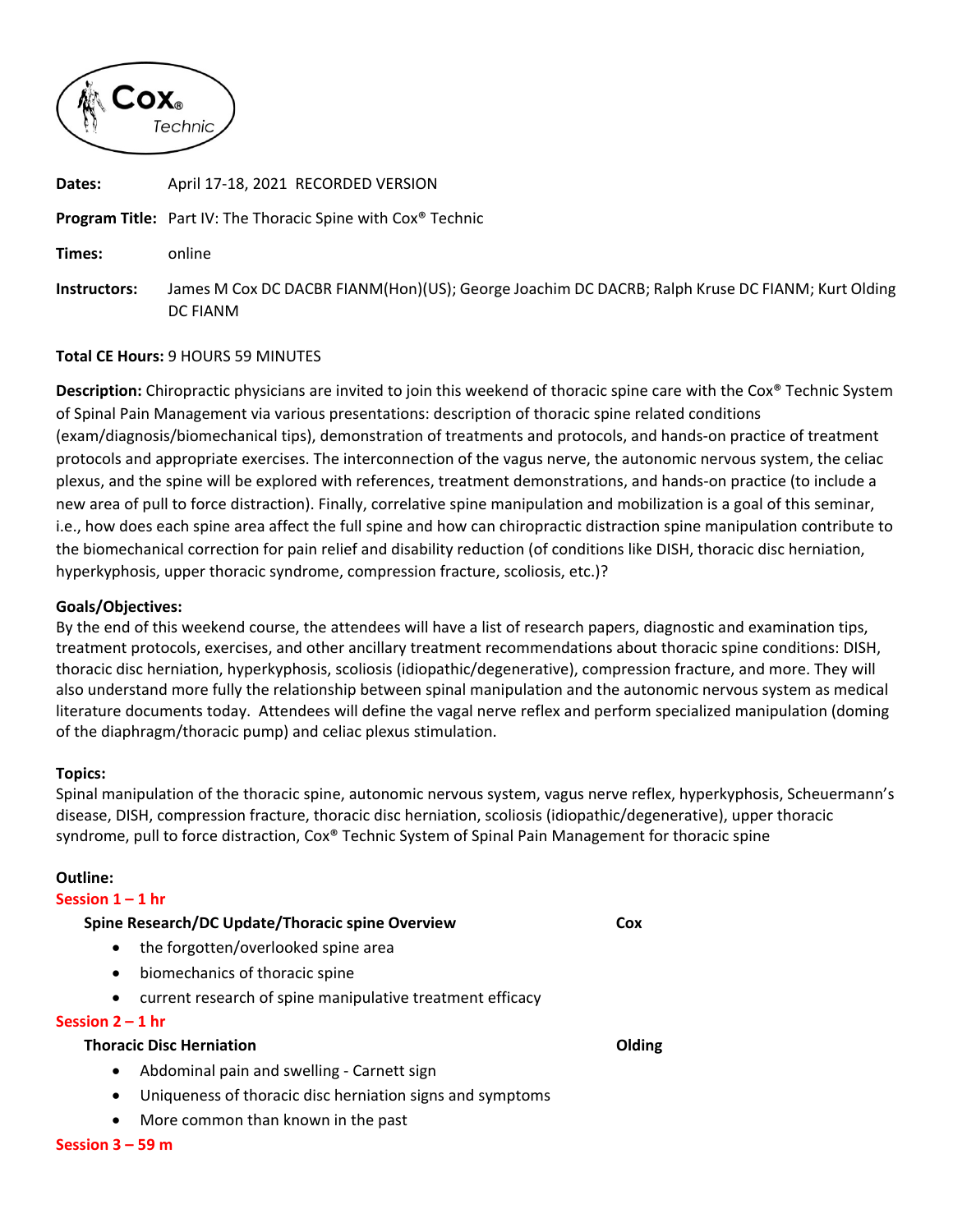**Dates:** April 17-18, 2021 RECORDED VERSION

**Program Title:** Part IV: The Thoracic Spine with Cox® Technic

**Times:** online

**Instructors:** James M Cox DC DACBR FIANM(Hon)(US); George Joachim DC DACRB; Ralph Kruse DC FIANM; Kurt Olding DC FIANM

**Total CE Hours:** 9 HOURS 59 MINUTES

**Description:** Chiropractic physicians are invited to join this weekend of thoracic spine care with the Cox® Technic System of Spinal Pain Management via various presentations: description of thoracic spine related conditions (exam/diagnosis/biomechanical tips), demonstration of treatments and protocols, and hands-on practice of treatment protocols and appropriate exercises. The interconnection of the vagus nerve, the autonomic nervous system, the celiac plexus, and the spine will be explored with references, treatment demonstrations, and hands-on practice (to include a new area of pull to force distraction). Finally, correlative spine manipulation and mobilization is a goal of this seminar, i.e., how does each spine area affect the full spine and how can chiropractic distraction spine manipulation contribute to the biomechanical correction for pain relief and disability reduction (of conditions like DISH, thoracic disc herniation, hyperkyphosis, upper thoracic syndrome, compression fracture, scoliosis, etc.)?

**Goals/Objectives:**
By the end of this weekend course, the attendees will have a list of research papers, diagnostic and examination tips, treatment protocols, exercises, and other ancillary treatment recommendations about thoracic spine conditions: DISH, thoracic disc herniation, hyperkyphosis, scoliosis (idiopathic/degenerative), compression fracture, and more. They will also understand more fully the relationship between spinal manipulation and the autonomic nervous system as medical literature documents today. Attendees will define the vagal nerve reflex and perform specialized manipulation (doming of the diaphragm/thoracic pump) and celiac plexus stimulation.

**Topics:**
Spinal manipulation of the thoracic spine, autonomic nervous system, vagus nerve reflex, hyperkyphosis, Scheuermann's disease, DISH, compression fracture, thoracic disc herniation, scoliosis (idiopathic/degenerative), upper thoracic syndrome, pull to force distraction, Cox® Technic System of Spinal Pain Management for thoracic spine

**Outline:**

**Session 1 – 1 hr**

**Spine Research/DC Update/Thoracic spine Overview** — **Cox**

- the forgotten/overlooked spine area
- biomechanics of thoracic spine
- current research of spine manipulative treatment efficacy

**Session 2 – 1 hr**

**Thoracic Disc Herniation** — **Olding**

- Abdominal pain and swelling - Carnett sign
- Uniqueness of thoracic disc herniation signs and symptoms
- More common than known in the past

**Session 3 – 59 m**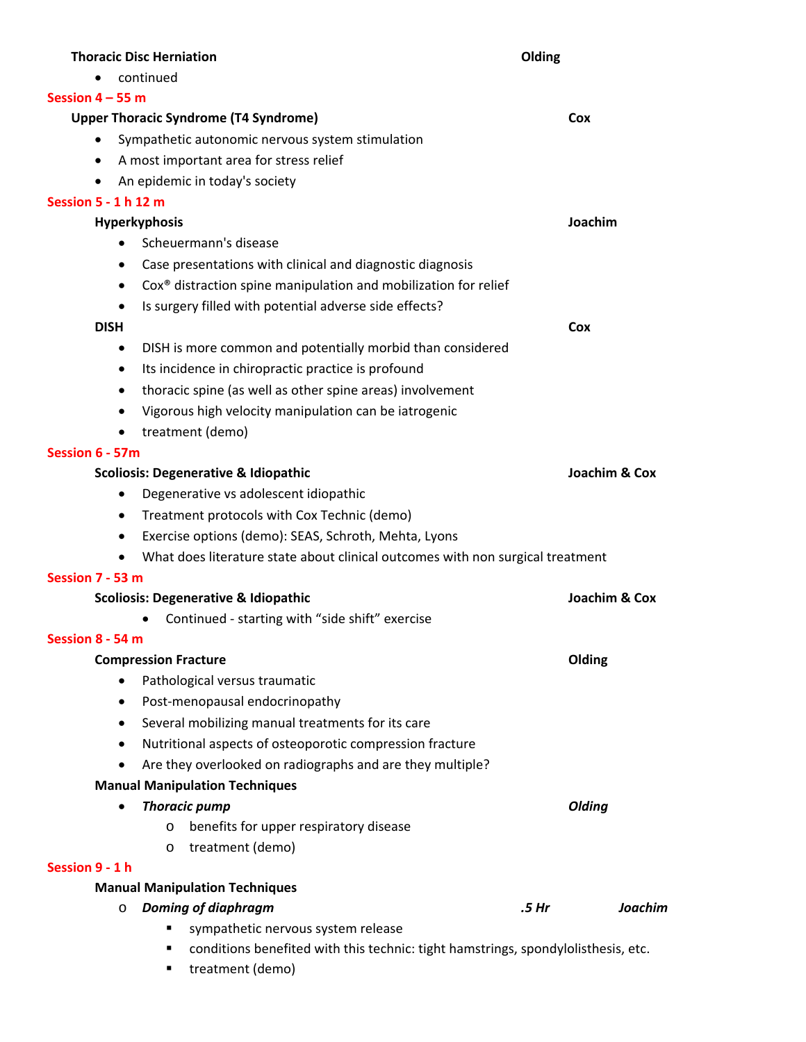**Thoracic Disc Herniation** **Olding**

- continued

**Session 4 – 55 m**

**Upper Thoracic Syndrome (T4 Syndrome)** **Cox**

- Sympathetic autonomic nervous system stimulation
- A most important area for stress relief
- An epidemic in today's society

**Session 5 - 1 h 12 m**

**Hyperkyphosis** **Joachim**

- Scheuermann's disease
- Case presentations with clinical and diagnostic diagnosis
- Cox® distraction spine manipulation and mobilization for relief
- Is surgery filled with potential adverse side effects?

**DISH** **Cox**

- DISH is more common and potentially morbid than considered
- Its incidence in chiropractic practice is profound
- thoracic spine (as well as other spine areas) involvement
- Vigorous high velocity manipulation can be iatrogenic
- treatment (demo)

**Session 6 - 57m**

**Scoliosis: Degenerative & Idiopathic** **Joachim & Cox**

- Degenerative vs adolescent idiopathic
- Treatment protocols with Cox Technic (demo)
- Exercise options (demo): SEAS, Schroth, Mehta, Lyons
- What does literature state about clinical outcomes with non surgical treatment

**Session 7 - 53 m**

**Scoliosis: Degenerative & Idiopathic** **Joachim & Cox**

- Continued - starting with "side shift" exercise

**Session 8 - 54 m**

**Compression Fracture** **Olding**

- Pathological versus traumatic
- Post-menopausal endocrinopathy
- Several mobilizing manual treatments for its care
- Nutritional aspects of osteoporotic compression fracture
- Are they overlooked on radiographs and are they multiple?

**Manual Manipulation Techniques**

- ***Thoracic pump*** ***Olding***
  - benefits for upper respiratory disease
  - treatment (demo)

**Session 9 - 1 h**

**Manual Manipulation Techniques**

- ***Doming of diaphragm*** ***.5 Hr*** ***Joachim***
  - sympathetic nervous system release
  - conditions benefited with this technic: tight hamstrings, spondylolisthesis, etc.
  - treatment (demo)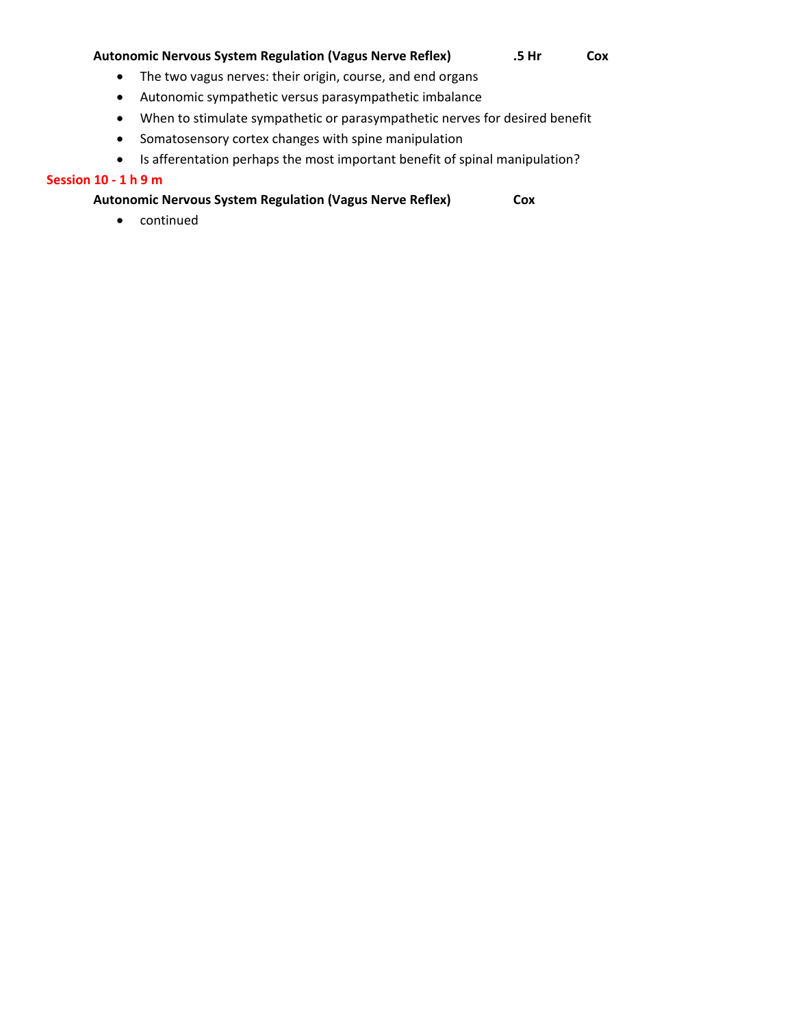**Autonomic Nervous System Regulation (Vagus Nerve Reflex)** **.5 Hr** **Cox**

- The two vagus nerves: their origin, course, and end organs
- Autonomic sympathetic versus parasympathetic imbalance
- When to stimulate sympathetic or parasympathetic nerves for desired benefit
- Somatosensory cortex changes with spine manipulation
- Is afferentation perhaps the most important benefit of spinal manipulation?

**Session 10 - 1 h 9 m**

**Autonomic Nervous System Regulation (Vagus Nerve Reflex)** **Cox**

- continued